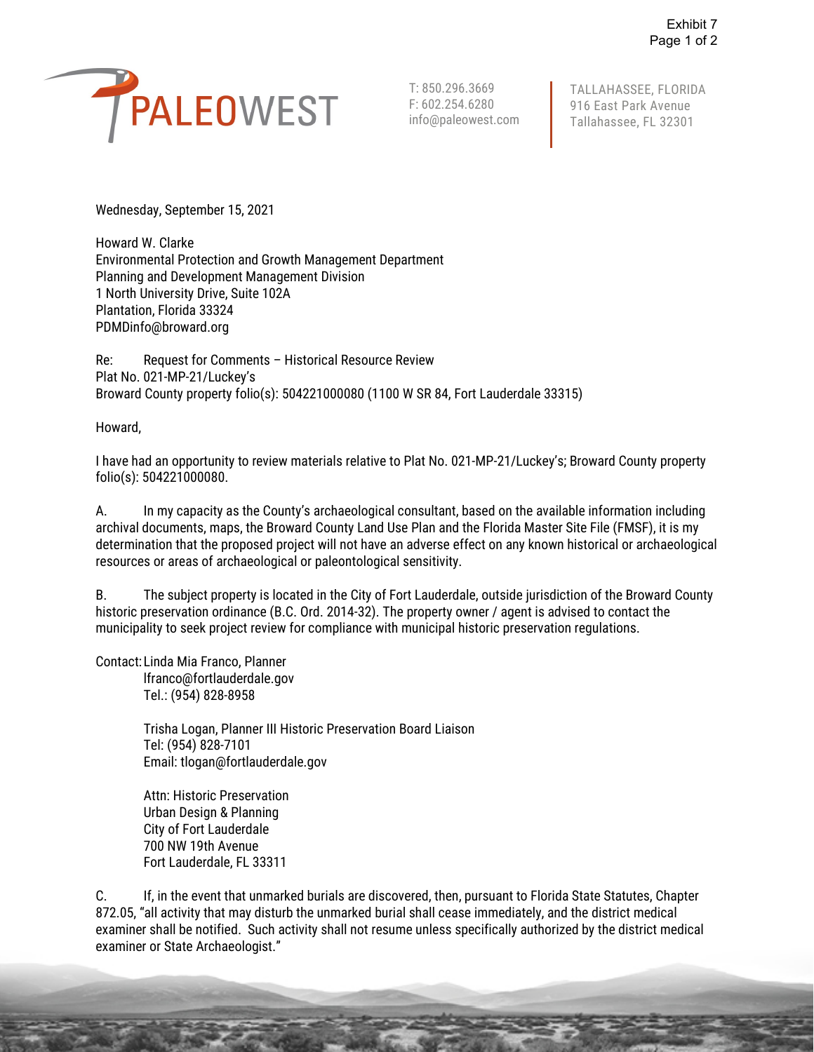Exhibit 7

PALEOWEST

T: 850.296.3669
F: 602.254.6280
info@paleowest.com

TALLAHASSEE, FLORIDA
916 East Park Avenue
Tallahassee, FL 32301

Wednesday, September 15, 2021

Howard W. Clarke
Environmental Protection and Growth Management Department
Planning and Development Management Division
1 North University Drive, Suite 102A
Plantation, Florida 33324
PDMDinfo@broward.org

Re: Request for Comments – Historical Resource Review
Plat No. 021-MP-21/Luckey's
Broward County property folio(s): 504221000080 (1100 W SR 84, Fort Lauderdale 33315)

Howard,

I have had an opportunity to review materials relative to Plat No. 021-MP-21/Luckey's; Broward County property folio(s): 504221000080.

A. In my capacity as the County's archaeological consultant, based on the available information including archival documents, maps, the Broward County Land Use Plan and the Florida Master Site File (FMSF), it is my determination that the proposed project will not have an adverse effect on any known historical or archaeological resources or areas of archaeological or paleontological sensitivity.

B. The subject property is located in the City of Fort Lauderdale, outside jurisdiction of the Broward County historic preservation ordinance (B.C. Ord. 2014-32). The property owner / agent is advised to contact the municipality to seek project review for compliance with municipal historic preservation regulations.

Contact: Linda Mia Franco, Planner
lfranco@fortlauderdale.gov
Tel.: (954) 828-8958

Trisha Logan, Planner III Historic Preservation Board Liaison
Tel: (954) 828-7101
Email: tlogan@fortlauderdale.gov

Attn: Historic Preservation
Urban Design & Planning
City of Fort Lauderdale
700 NW 19th Avenue
Fort Lauderdale, FL 33311

C. If, in the event that unmarked burials are discovered, then, pursuant to Florida State Statutes, Chapter 872.05, "all activity that may disturb the unmarked burial shall cease immediately, and the district medical examiner shall be notified. Such activity shall not resume unless specifically authorized by the district medical examiner or State Archaeologist."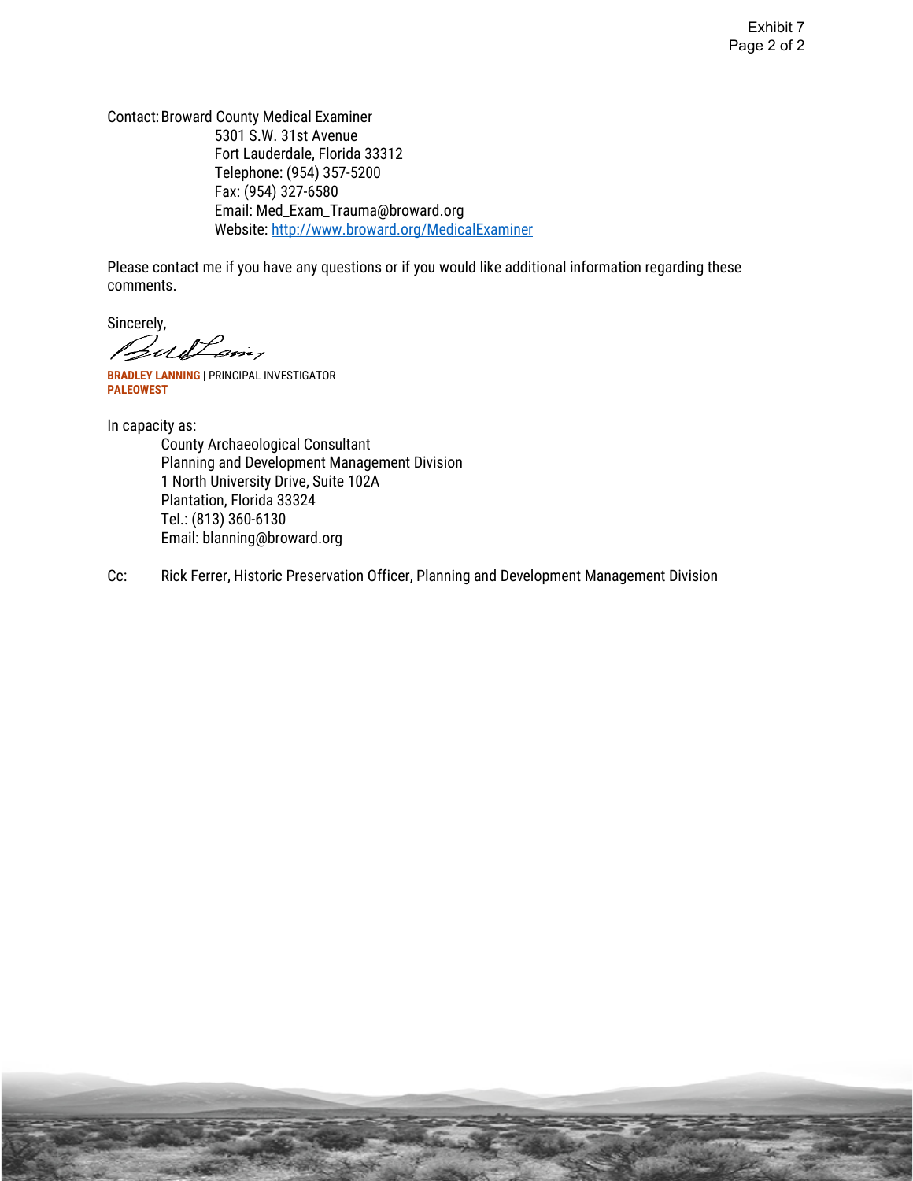Exhibit 7

Contact: Broward County Medical Examiner
5301 S.W. 31st Avenue
Fort Lauderdale, Florida 33312
Telephone: (954) 357-5200
Fax: (954) 327-6580
Email: Med_Exam_Trauma@broward.org
Website: [http://www.broward.org/MedicalExaminer](http://www.broward.org/MedicalExaminer)

Please contact me if you have any questions or if you would like additional information regarding these comments.

Sincerely,

**BRADLEY LANNING** | PRINCIPAL INVESTIGATOR
**PALEOWEST**

In capacity as:
County Archaeological Consultant
Planning and Development Management Division
1 North University Drive, Suite 102A
Plantation, Florida 33324
Tel.: (813) 360-6130
Email: blanning@broward.org

Cc: Rick Ferrer, Historic Preservation Officer, Planning and Development Management Division